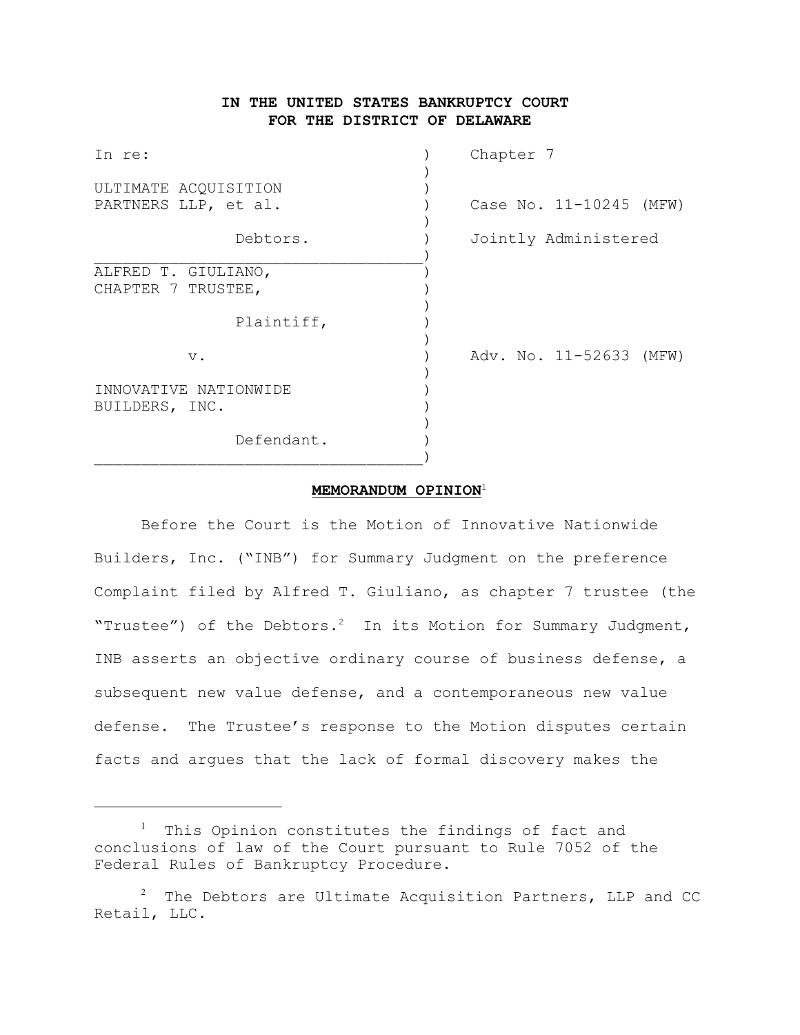**IN THE UNITED STATES BANKRUPTCY COURT**
**FOR THE DISTRICT OF DELAWARE**

| | | |
|---|---|---|
| In re: | ) | Chapter 7 |
| ULTIMATE ACQUISITION PARTNERS LLP, et al. | ) | Case No. 11-10245 (MFW) |
| Debtors. | ) | Jointly Administered |
| ALFRED T. GIULIANO, CHAPTER 7 TRUSTEE, | ) | |
| Plaintiff, | ) | |
| v. | ) | Adv. No. 11-52633 (MFW) |
| INNOVATIVE NATIONWIDE BUILDERS, INC. | ) | |
| Defendant. | ) | |

**MEMORANDUM OPINION**[1]

Before the Court is the Motion of Innovative Nationwide Builders, Inc. ("INB") for Summary Judgment on the preference Complaint filed by Alfred T. Giuliano, as chapter 7 trustee (the "Trustee") of the Debtors.[2] In its Motion for Summary Judgment, INB asserts an objective ordinary course of business defense, a subsequent new value defense, and a contemporaneous new value defense. The Trustee's response to the Motion disputes certain facts and argues that the lack of formal discovery makes the

---

[1] This Opinion constitutes the findings of fact and conclusions of law of the Court pursuant to Rule 7052 of the Federal Rules of Bankruptcy Procedure.

[2] The Debtors are Ultimate Acquisition Partners, LLP and CC Retail, LLC.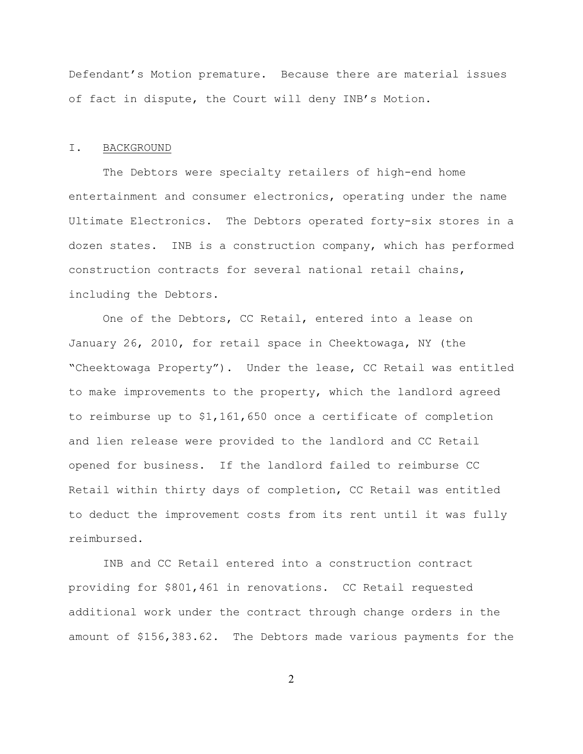Defendant's Motion premature. Because there are material issues of fact in dispute, the Court will deny INB's Motion.

## I. BACKGROUND

The Debtors were specialty retailers of high-end home entertainment and consumer electronics, operating under the name Ultimate Electronics. The Debtors operated forty-six stores in a dozen states. INB is a construction company, which has performed construction contracts for several national retail chains, including the Debtors.

One of the Debtors, CC Retail, entered into a lease on January 26, 2010, for retail space in Cheektowaga, NY (the "Cheektowaga Property"). Under the lease, CC Retail was entitled to make improvements to the property, which the landlord agreed to reimburse up to $1,161,650 once a certificate of completion and lien release were provided to the landlord and CC Retail opened for business. If the landlord failed to reimburse CC Retail within thirty days of completion, CC Retail was entitled to deduct the improvement costs from its rent until it was fully reimbursed.

INB and CC Retail entered into a construction contract providing for $801,461 in renovations. CC Retail requested additional work under the contract through change orders in the amount of $156,383.62. The Debtors made various payments for the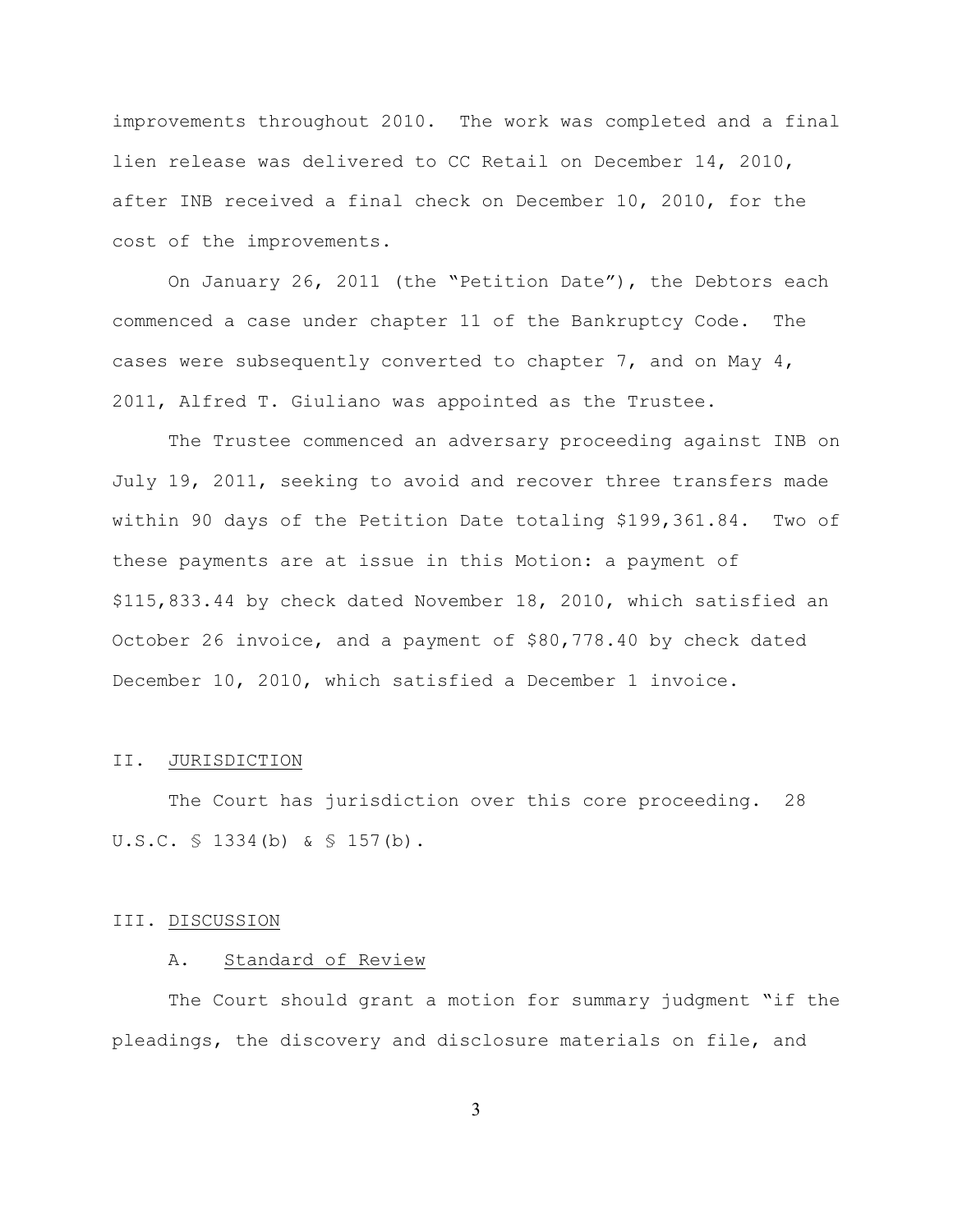improvements throughout 2010. The work was completed and a final lien release was delivered to CC Retail on December 14, 2010, after INB received a final check on December 10, 2010, for the cost of the improvements.

On January 26, 2011 (the "Petition Date"), the Debtors each commenced a case under chapter 11 of the Bankruptcy Code. The cases were subsequently converted to chapter 7, and on May 4, 2011, Alfred T. Giuliano was appointed as the Trustee.

The Trustee commenced an adversary proceeding against INB on July 19, 2011, seeking to avoid and recover three transfers made within 90 days of the Petition Date totaling $199,361.84. Two of these payments are at issue in this Motion: a payment of $115,833.44 by check dated November 18, 2010, which satisfied an October 26 invoice, and a payment of $80,778.40 by check dated December 10, 2010, which satisfied a December 1 invoice.

## II. JURISDICTION

The Court has jurisdiction over this core proceeding. 28 U.S.C. § 1334(b) & § 157(b).

## III. DISCUSSION

### A. Standard of Review

The Court should grant a motion for summary judgment "if the pleadings, the discovery and disclosure materials on file, and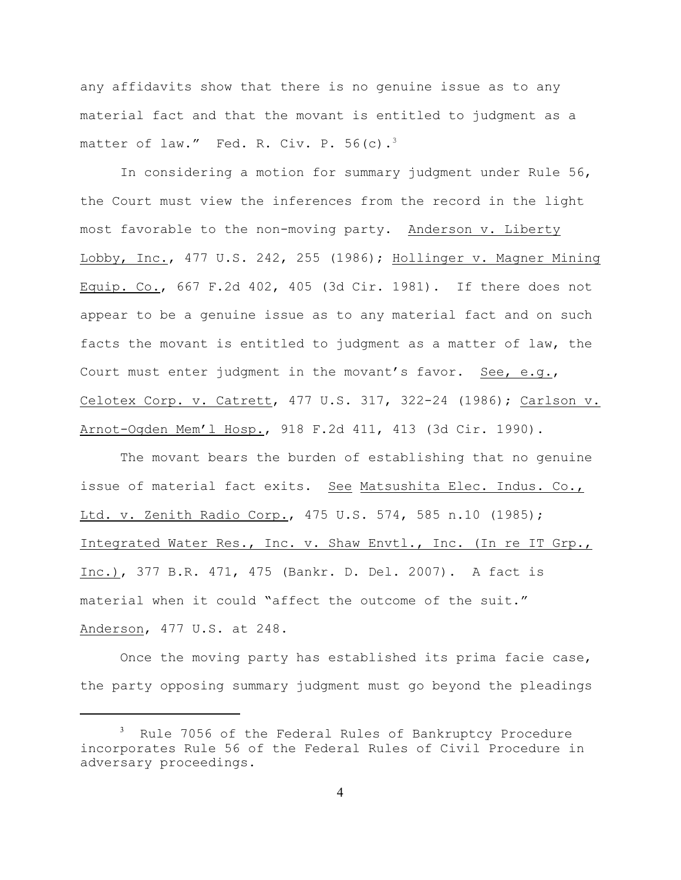any affidavits show that there is no genuine issue as to any material fact and that the movant is entitled to judgment as a matter of law." Fed. R. Civ. P. 56(c).[3]

In considering a motion for summary judgment under Rule 56, the Court must view the inferences from the record in the light most favorable to the non-moving party. Anderson v. Liberty Lobby, Inc., 477 U.S. 242, 255 (1986); Hollinger v. Magner Mining Equip. Co., 667 F.2d 402, 405 (3d Cir. 1981). If there does not appear to be a genuine issue as to any material fact and on such facts the movant is entitled to judgment as a matter of law, the Court must enter judgment in the movant's favor. See, e.g., Celotex Corp. v. Catrett, 477 U.S. 317, 322-24 (1986); Carlson v. Arnot-Ogden Mem'l Hosp., 918 F.2d 411, 413 (3d Cir. 1990).

The movant bears the burden of establishing that no genuine issue of material fact exits. See Matsushita Elec. Indus. Co., Ltd. v. Zenith Radio Corp., 475 U.S. 574, 585 n.10 (1985); Integrated Water Res., Inc. v. Shaw Envtl., Inc. (In re IT Grp., Inc.), 377 B.R. 471, 475 (Bankr. D. Del. 2007). A fact is material when it could "affect the outcome of the suit." Anderson, 477 U.S. at 248.

Once the moving party has established its prima facie case, the party opposing summary judgment must go beyond the pleadings

[3] Rule 7056 of the Federal Rules of Bankruptcy Procedure incorporates Rule 56 of the Federal Rules of Civil Procedure in adversary proceedings.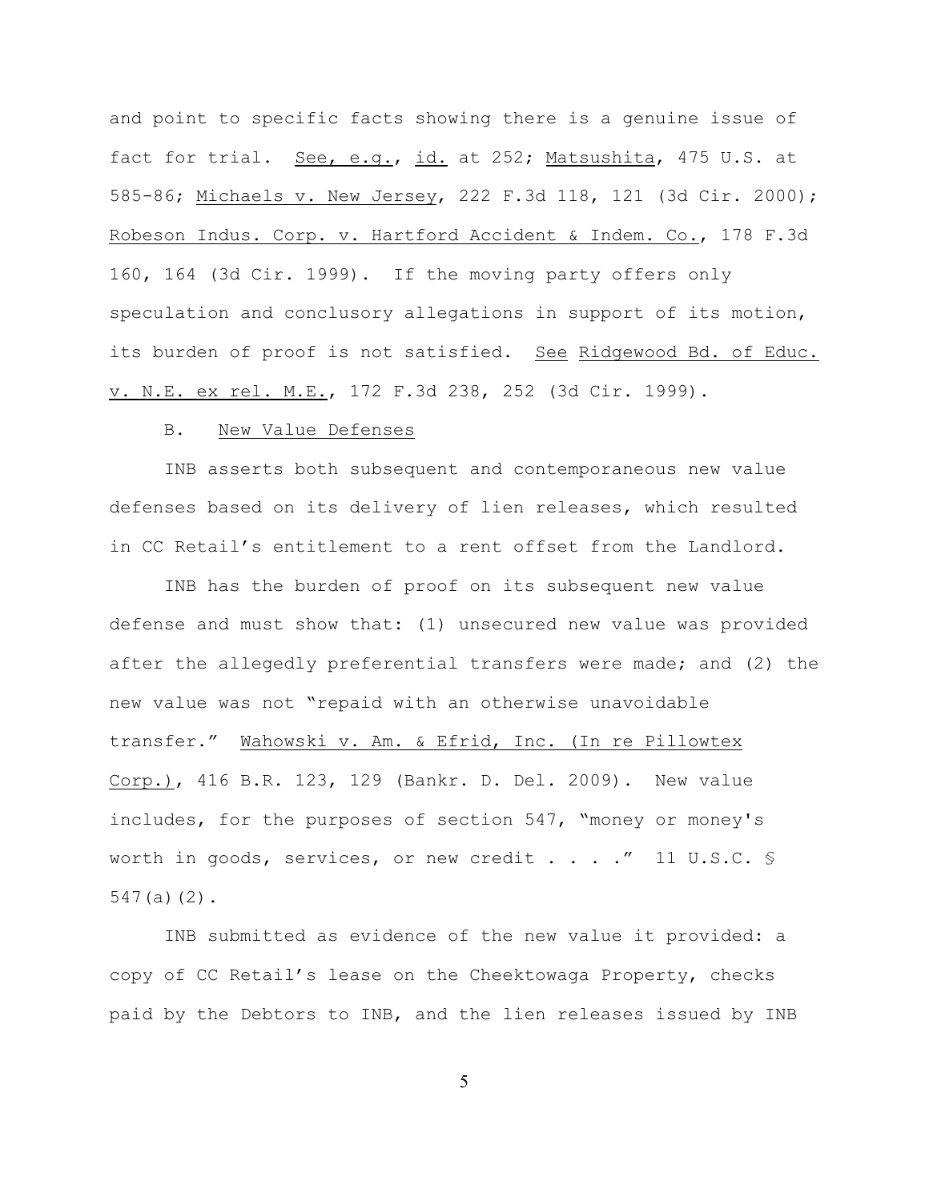and point to specific facts showing there is a genuine issue of fact for trial. See, e.g., id. at 252; Matsushita, 475 U.S. at 585-86; Michaels v. New Jersey, 222 F.3d 118, 121 (3d Cir. 2000); Robeson Indus. Corp. v. Hartford Accident & Indem. Co., 178 F.3d 160, 164 (3d Cir. 1999). If the moving party offers only speculation and conclusory allegations in support of its motion, its burden of proof is not satisfied. See Ridgewood Bd. of Educ. v. N.E. ex rel. M.E., 172 F.3d 238, 252 (3d Cir. 1999).

B. New Value Defenses

INB asserts both subsequent and contemporaneous new value defenses based on its delivery of lien releases, which resulted in CC Retail's entitlement to a rent offset from the Landlord.

INB has the burden of proof on its subsequent new value defense and must show that: (1) unsecured new value was provided after the allegedly preferential transfers were made; and (2) the new value was not "repaid with an otherwise unavoidable transfer." Wahowski v. Am. & Efrid, Inc. (In re Pillowtex Corp.), 416 B.R. 123, 129 (Bankr. D. Del. 2009). New value includes, for the purposes of section 547, "money or money's worth in goods, services, or new credit . . . ." 11 U.S.C. § 547(a)(2).

INB submitted as evidence of the new value it provided: a copy of CC Retail's lease on the Cheektowaga Property, checks paid by the Debtors to INB, and the lien releases issued by INB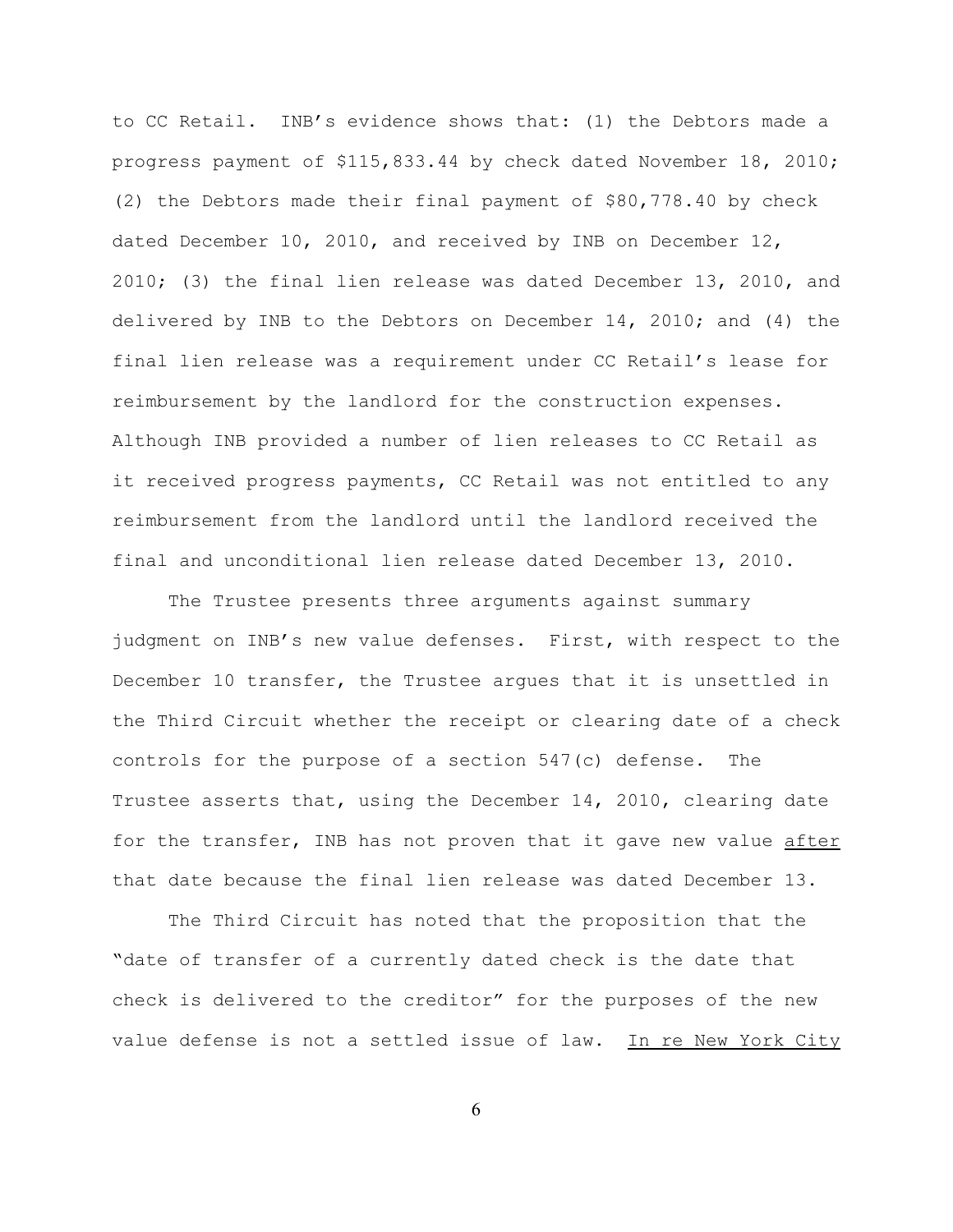to CC Retail. INB's evidence shows that: (1) the Debtors made a progress payment of $115,833.44 by check dated November 18, 2010; (2) the Debtors made their final payment of $80,778.40 by check dated December 10, 2010, and received by INB on December 12, 2010; (3) the final lien release was dated December 13, 2010, and delivered by INB to the Debtors on December 14, 2010; and (4) the final lien release was a requirement under CC Retail's lease for reimbursement by the landlord for the construction expenses. Although INB provided a number of lien releases to CC Retail as it received progress payments, CC Retail was not entitled to any reimbursement from the landlord until the landlord received the final and unconditional lien release dated December 13, 2010.

The Trustee presents three arguments against summary judgment on INB's new value defenses. First, with respect to the December 10 transfer, the Trustee argues that it is unsettled in the Third Circuit whether the receipt or clearing date of a check controls for the purpose of a section 547(c) defense. The Trustee asserts that, using the December 14, 2010, clearing date for the transfer, INB has not proven that it gave new value <u>after</u> that date because the final lien release was dated December 13.

The Third Circuit has noted that the proposition that the "date of transfer of a currently dated check is the date that check is delivered to the creditor" for the purposes of the new value defense is not a settled issue of law. <u>In re New York City</u>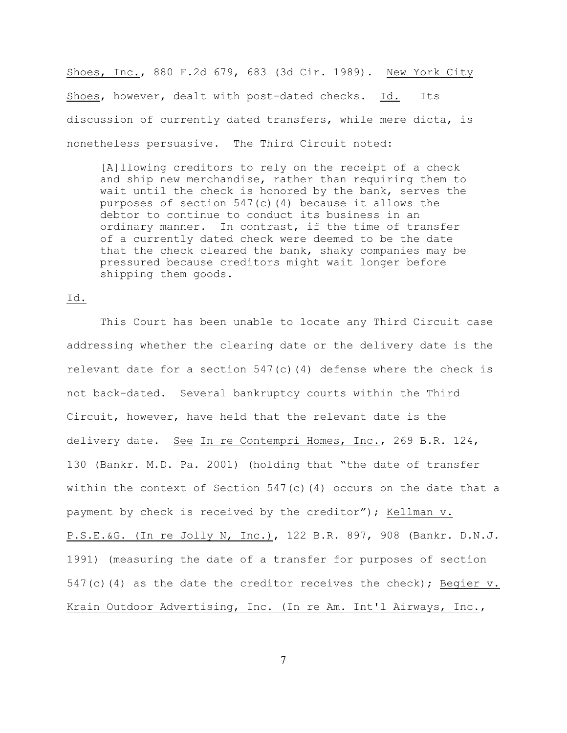Shoes, Inc., 880 F.2d 679, 683 (3d Cir. 1989). New York City Shoes, however, dealt with post-dated checks. Id. Its discussion of currently dated transfers, while mere dicta, is nonetheless persuasive. The Third Circuit noted:

> [A]llowing creditors to rely on the receipt of a check and ship new merchandise, rather than requiring them to wait until the check is honored by the bank, serves the purposes of section 547(c)(4) because it allows the debtor to continue to conduct its business in an ordinary manner. In contrast, if the time of transfer of a currently dated check were deemed to be the date that the check cleared the bank, shaky companies may be pressured because creditors might wait longer before shipping them goods.

Id.

This Court has been unable to locate any Third Circuit case addressing whether the clearing date or the delivery date is the relevant date for a section 547(c)(4) defense where the check is not back-dated. Several bankruptcy courts within the Third Circuit, however, have held that the relevant date is the delivery date. See In re Contempri Homes, Inc., 269 B.R. 124, 130 (Bankr. M.D. Pa. 2001) (holding that "the date of transfer within the context of Section 547(c)(4) occurs on the date that a payment by check is received by the creditor"); Kellman v. P.S.E.&G. (In re Jolly N, Inc.), 122 B.R. 897, 908 (Bankr. D.N.J. 1991) (measuring the date of a transfer for purposes of section 547(c)(4) as the date the creditor receives the check); Begier v. Krain Outdoor Advertising, Inc. (In re Am. Int'l Airways, Inc.,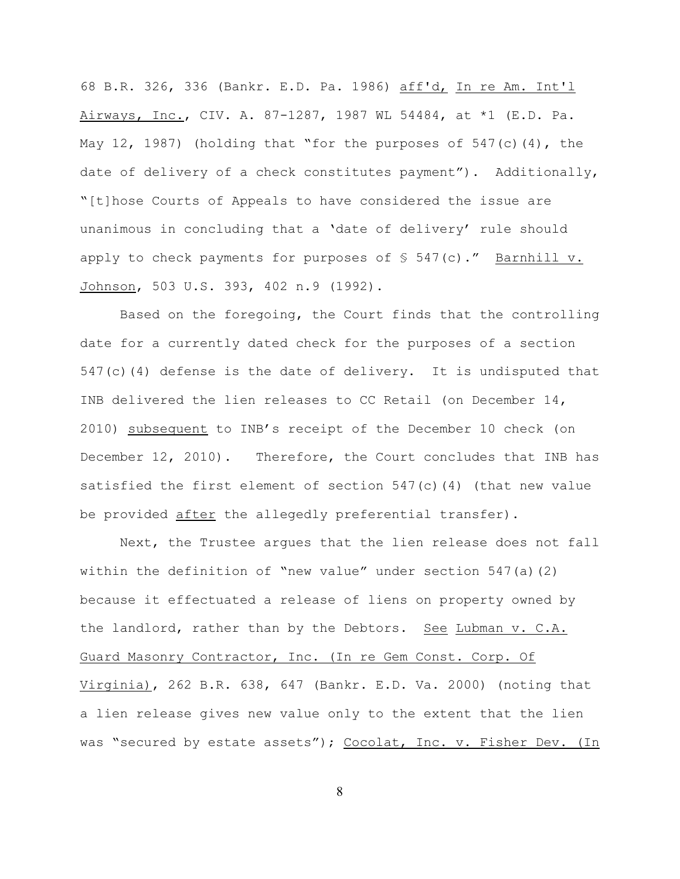68 B.R. 326, 336 (Bankr. E.D. Pa. 1986) aff'd, In re Am. Int'l Airways, Inc., CIV. A. 87-1287, 1987 WL 54484, at *1 (E.D. Pa. May 12, 1987) (holding that "for the purposes of 547(c)(4), the date of delivery of a check constitutes payment"). Additionally, "[t]hose Courts of Appeals to have considered the issue are unanimous in concluding that a 'date of delivery' rule should apply to check payments for purposes of § 547(c)." Barnhill v. Johnson, 503 U.S. 393, 402 n.9 (1992).

Based on the foregoing, the Court finds that the controlling date for a currently dated check for the purposes of a section 547(c)(4) defense is the date of delivery. It is undisputed that INB delivered the lien releases to CC Retail (on December 14, 2010) subsequent to INB's receipt of the December 10 check (on December 12, 2010). Therefore, the Court concludes that INB has satisfied the first element of section 547(c)(4) (that new value be provided after the allegedly preferential transfer).

Next, the Trustee argues that the lien release does not fall within the definition of "new value" under section 547(a)(2) because it effectuated a release of liens on property owned by the landlord, rather than by the Debtors. See Lubman v. C.A. Guard Masonry Contractor, Inc. (In re Gem Const. Corp. Of Virginia), 262 B.R. 638, 647 (Bankr. E.D. Va. 2000) (noting that a lien release gives new value only to the extent that the lien was "secured by estate assets"); Cocolat, Inc. v. Fisher Dev. (In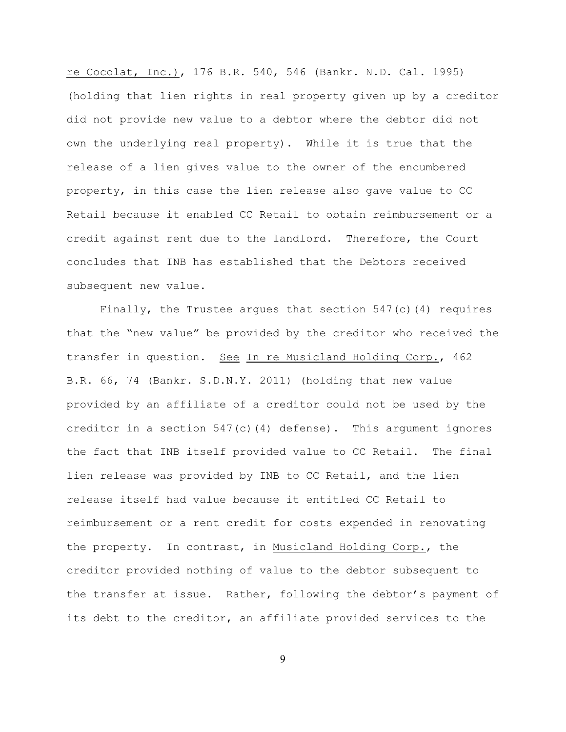re Cocolat, Inc.), 176 B.R. 540, 546 (Bankr. N.D. Cal. 1995) (holding that lien rights in real property given up by a creditor did not provide new value to a debtor where the debtor did not own the underlying real property). While it is true that the release of a lien gives value to the owner of the encumbered property, in this case the lien release also gave value to CC Retail because it enabled CC Retail to obtain reimbursement or a credit against rent due to the landlord. Therefore, the Court concludes that INB has established that the Debtors received subsequent new value.

Finally, the Trustee argues that section 547(c)(4) requires that the "new value" be provided by the creditor who received the transfer in question. See In re Musicland Holding Corp., 462 B.R. 66, 74 (Bankr. S.D.N.Y. 2011) (holding that new value provided by an affiliate of a creditor could not be used by the creditor in a section 547(c)(4) defense). This argument ignores the fact that INB itself provided value to CC Retail. The final lien release was provided by INB to CC Retail, and the lien release itself had value because it entitled CC Retail to reimbursement or a rent credit for costs expended in renovating the property. In contrast, in Musicland Holding Corp., the creditor provided nothing of value to the debtor subsequent to the transfer at issue. Rather, following the debtor's payment of its debt to the creditor, an affiliate provided services to the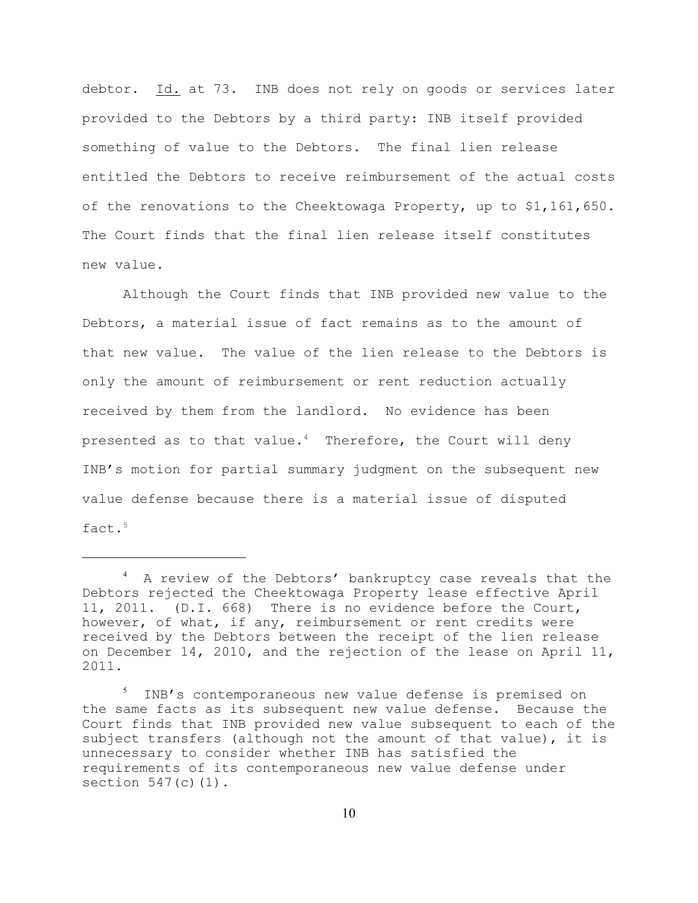debtor. Id. at 73. INB does not rely on goods or services later provided to the Debtors by a third party: INB itself provided something of value to the Debtors. The final lien release entitled the Debtors to receive reimbursement of the actual costs of the renovations to the Cheektowaga Property, up to $1,161,650. The Court finds that the final lien release itself constitutes new value.

Although the Court finds that INB provided new value to the Debtors, a material issue of fact remains as to the amount of that new value. The value of the lien release to the Debtors is only the amount of reimbursement or rent reduction actually received by them from the landlord. No evidence has been presented as to that value.[4] Therefore, the Court will deny INB's motion for partial summary judgment on the subsequent new value defense because there is a material issue of disputed fact.[5]

---

[4] A review of the Debtors' bankruptcy case reveals that the Debtors rejected the Cheektowaga Property lease effective April 11, 2011. (D.I. 668) There is no evidence before the Court, however, of what, if any, reimbursement or rent credits were received by the Debtors between the receipt of the lien release on December 14, 2010, and the rejection of the lease on April 11, 2011.

[5] INB's contemporaneous new value defense is premised on the same facts as its subsequent new value defense. Because the Court finds that INB provided new value subsequent to each of the subject transfers (although not the amount of that value), it is unnecessary to consider whether INB has satisfied the requirements of its contemporaneous new value defense under section 547(c)(1).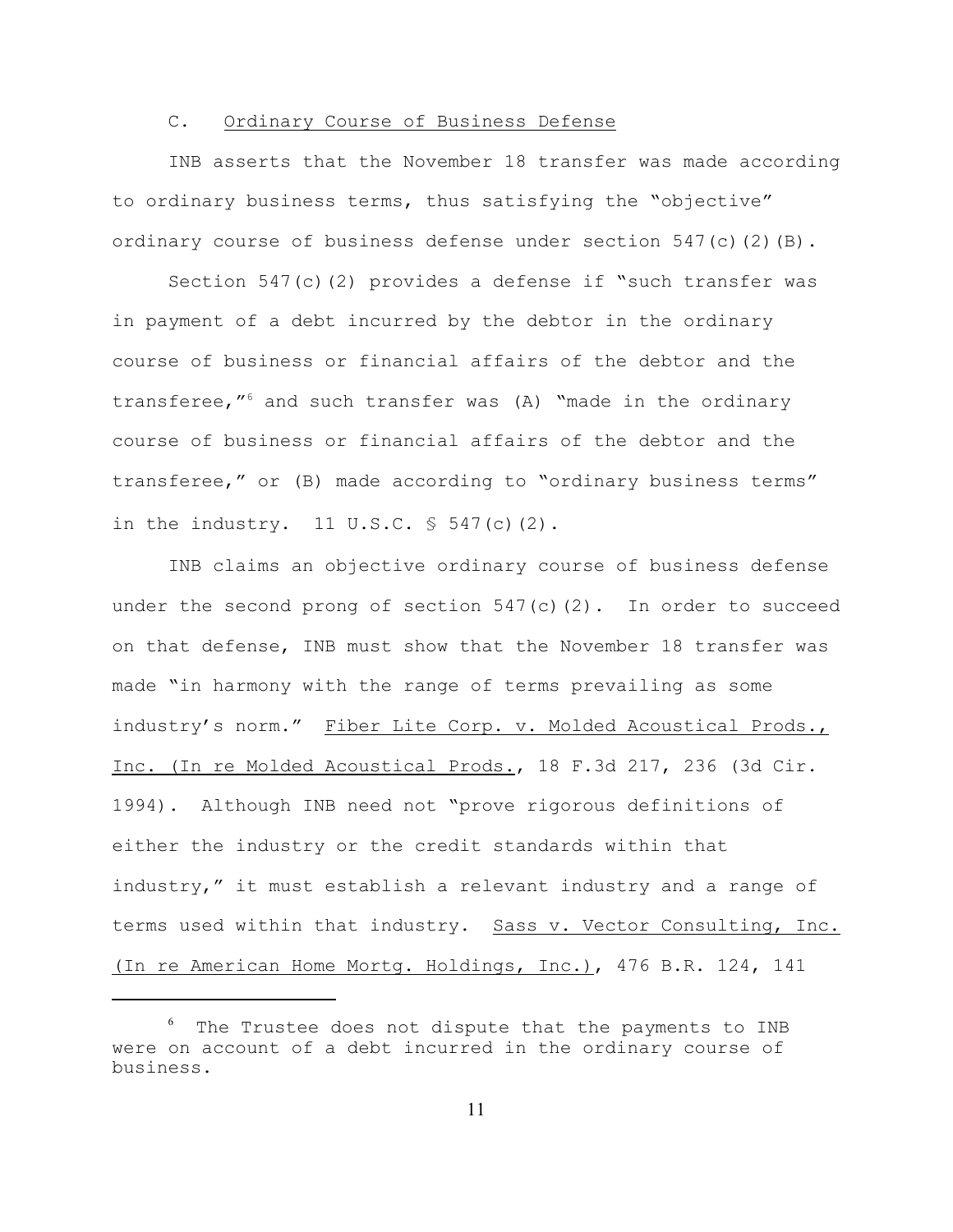### C. Ordinary Course of Business Defense

INB asserts that the November 18 transfer was made according to ordinary business terms, thus satisfying the "objective" ordinary course of business defense under section 547(c)(2)(B).

Section 547(c)(2) provides a defense if "such transfer was in payment of a debt incurred by the debtor in the ordinary course of business or financial affairs of the debtor and the transferee,"[6] and such transfer was (A) "made in the ordinary course of business or financial affairs of the debtor and the transferee," or (B) made according to "ordinary business terms" in the industry. 11 U.S.C. § 547(c)(2).

INB claims an objective ordinary course of business defense under the second prong of section 547(c)(2). In order to succeed on that defense, INB must show that the November 18 transfer was made "in harmony with the range of terms prevailing as some industry's norm." Fiber Lite Corp. v. Molded Acoustical Prods., Inc. (In re Molded Acoustical Prods., 18 F.3d 217, 236 (3d Cir. 1994). Although INB need not "prove rigorous definitions of either the industry or the credit standards within that industry," it must establish a relevant industry and a range of terms used within that industry. Sass v. Vector Consulting, Inc. (In re American Home Mortg. Holdings, Inc.), 476 B.R. 124, 141

---

[6] The Trustee does not dispute that the payments to INB were on account of a debt incurred in the ordinary course of business.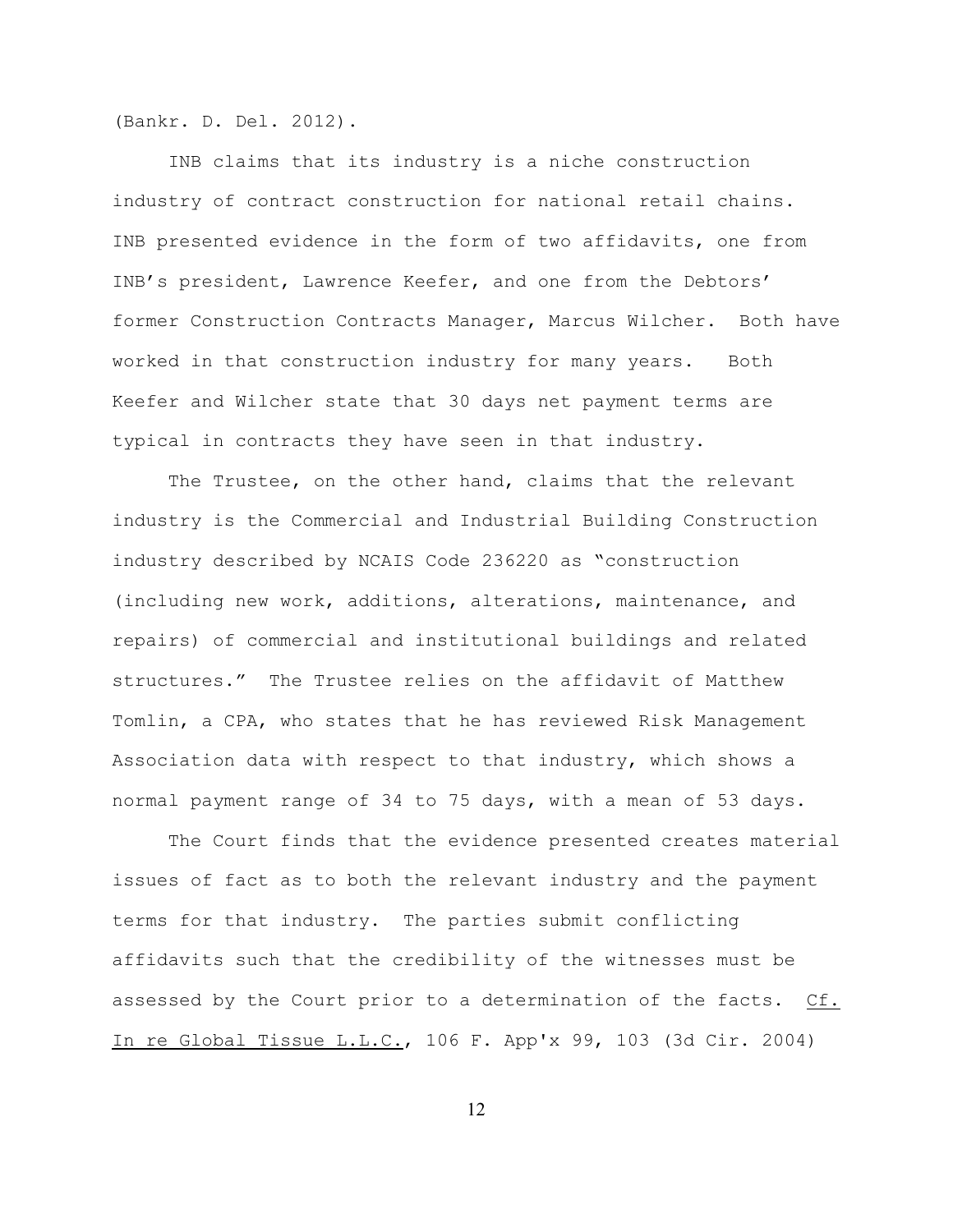(Bankr. D. Del. 2012).

INB claims that its industry is a niche construction industry of contract construction for national retail chains. INB presented evidence in the form of two affidavits, one from INB's president, Lawrence Keefer, and one from the Debtors' former Construction Contracts Manager, Marcus Wilcher. Both have worked in that construction industry for many years. Both Keefer and Wilcher state that 30 days net payment terms are typical in contracts they have seen in that industry.

The Trustee, on the other hand, claims that the relevant industry is the Commercial and Industrial Building Construction industry described by NCAIS Code 236220 as "construction (including new work, additions, alterations, maintenance, and repairs) of commercial and institutional buildings and related structures." The Trustee relies on the affidavit of Matthew Tomlin, a CPA, who states that he has reviewed Risk Management Association data with respect to that industry, which shows a normal payment range of 34 to 75 days, with a mean of 53 days.

The Court finds that the evidence presented creates material issues of fact as to both the relevant industry and the payment terms for that industry. The parties submit conflicting affidavits such that the credibility of the witnesses must be assessed by the Court prior to a determination of the facts. Cf. In re Global Tissue L.L.C., 106 F. App'x 99, 103 (3d Cir. 2004)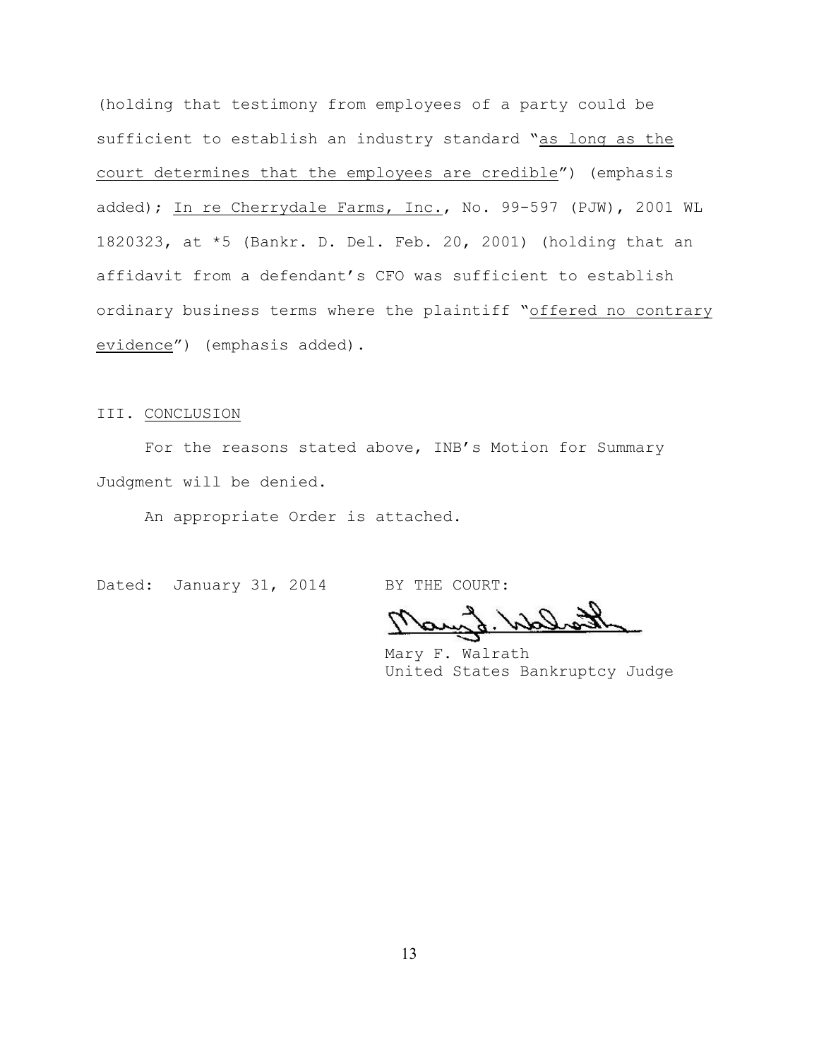(holding that testimony from employees of a party could be sufficient to establish an industry standard "as long as the court determines that the employees are credible") (emphasis added); In re Cherrydale Farms, Inc., No. 99-597 (PJW), 2001 WL 1820323, at *5 (Bankr. D. Del. Feb. 20, 2001) (holding that an affidavit from a defendant's CFO was sufficient to establish ordinary business terms where the plaintiff "offered no contrary evidence") (emphasis added).

## III. CONCLUSION

For the reasons stated above, INB's Motion for Summary Judgment will be denied.

An appropriate Order is attached.

Dated: January 31, 2014

BY THE COURT:

Mary F. Walrath
United States Bankruptcy Judge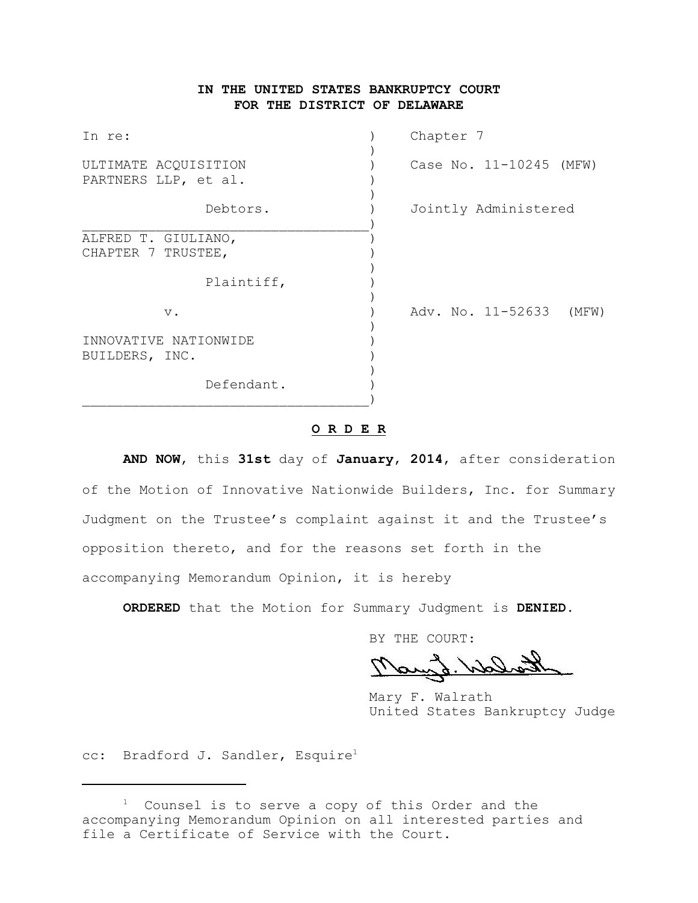**IN THE UNITED STATES BANKRUPTCY COURT**
**FOR THE DISTRICT OF DELAWARE**

| | | |
|---|---|---|
| In re: | ) | Chapter 7 |
| | ) | |
| ULTIMATE ACQUISITION PARTNERS LLP, et al. | ) | Case No. 11-10245 (MFW) |
| | ) | |
| Debtors. | ) | Jointly Administered |
| ALFRED T. GIULIANO, CHAPTER 7 TRUSTEE, | ) | |
| | ) | |
| Plaintiff, | ) | |
| | ) | |
| v. | ) | Adv. No. 11-52633 (MFW) |
| | ) | |
| INNOVATIVE NATIONWIDE BUILDERS, INC. | ) | |
| | ) | |
| Defendant. | ) | |

**O R D E R**

**AND NOW**, this **31st** day of **January**, **2014**, after consideration of the Motion of Innovative Nationwide Builders, Inc. for Summary Judgment on the Trustee's complaint against it and the Trustee's opposition thereto, and for the reasons set forth in the accompanying Memorandum Opinion, it is hereby

**ORDERED** that the Motion for Summary Judgment is **DENIED**.

BY THE COURT:

Mary F. Walrath
United States Bankruptcy Judge

cc: Bradford J. Sandler, Esquire[1]

---

[1] Counsel is to serve a copy of this Order and the accompanying Memorandum Opinion on all interested parties and file a Certificate of Service with the Court.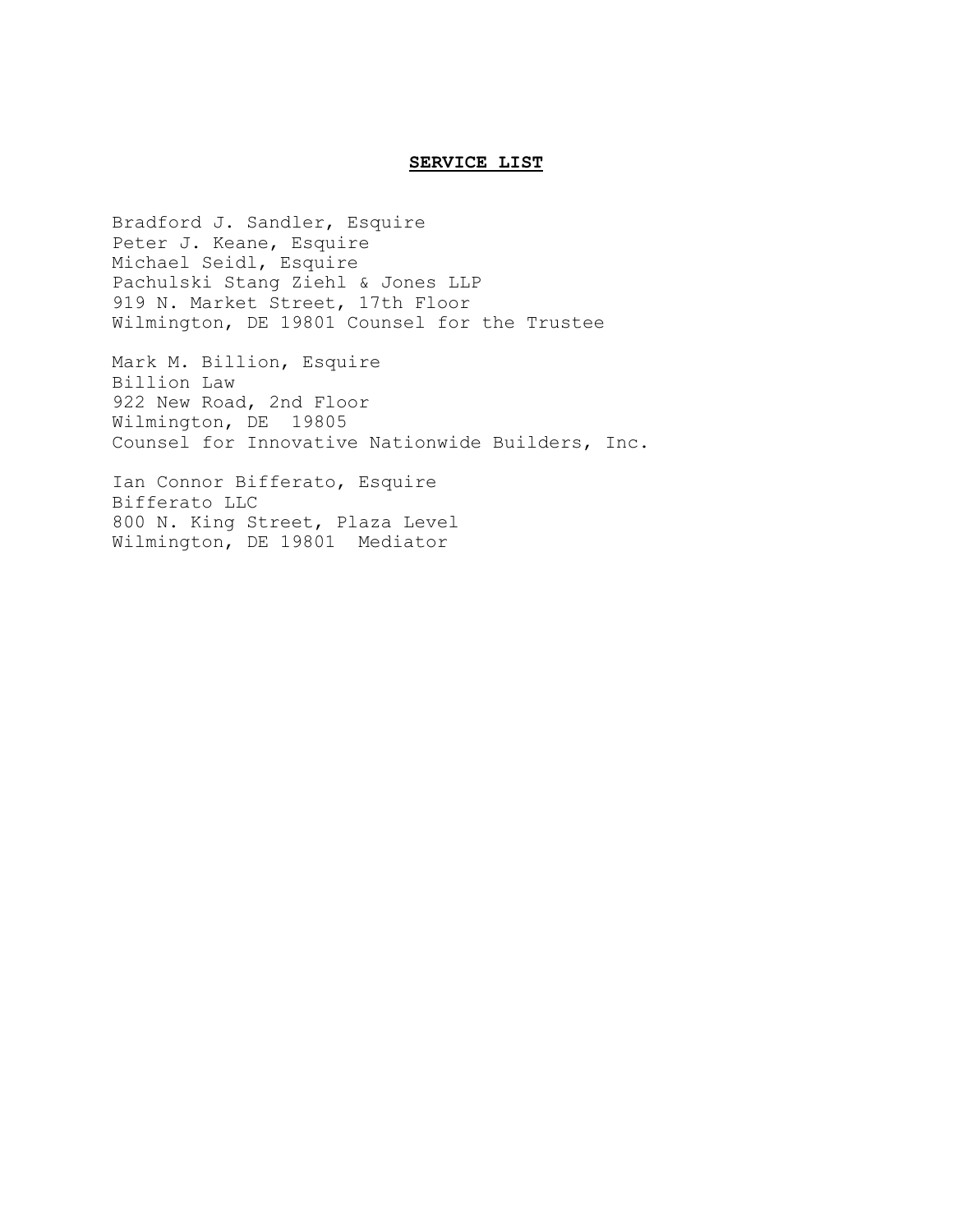**SERVICE LIST**

Bradford J. Sandler, Esquire
Peter J. Keane, Esquire
Michael Seidl, Esquire
Pachulski Stang Ziehl & Jones LLP
919 N. Market Street, 17th Floor
Wilmington, DE 19801 Counsel for the Trustee

Mark M. Billion, Esquire
Billion Law
922 New Road, 2nd Floor
Wilmington, DE 19805
Counsel for Innovative Nationwide Builders, Inc.

Ian Connor Bifferato, Esquire
Bifferato LLC
800 N. King Street, Plaza Level
Wilmington, DE 19801 Mediator